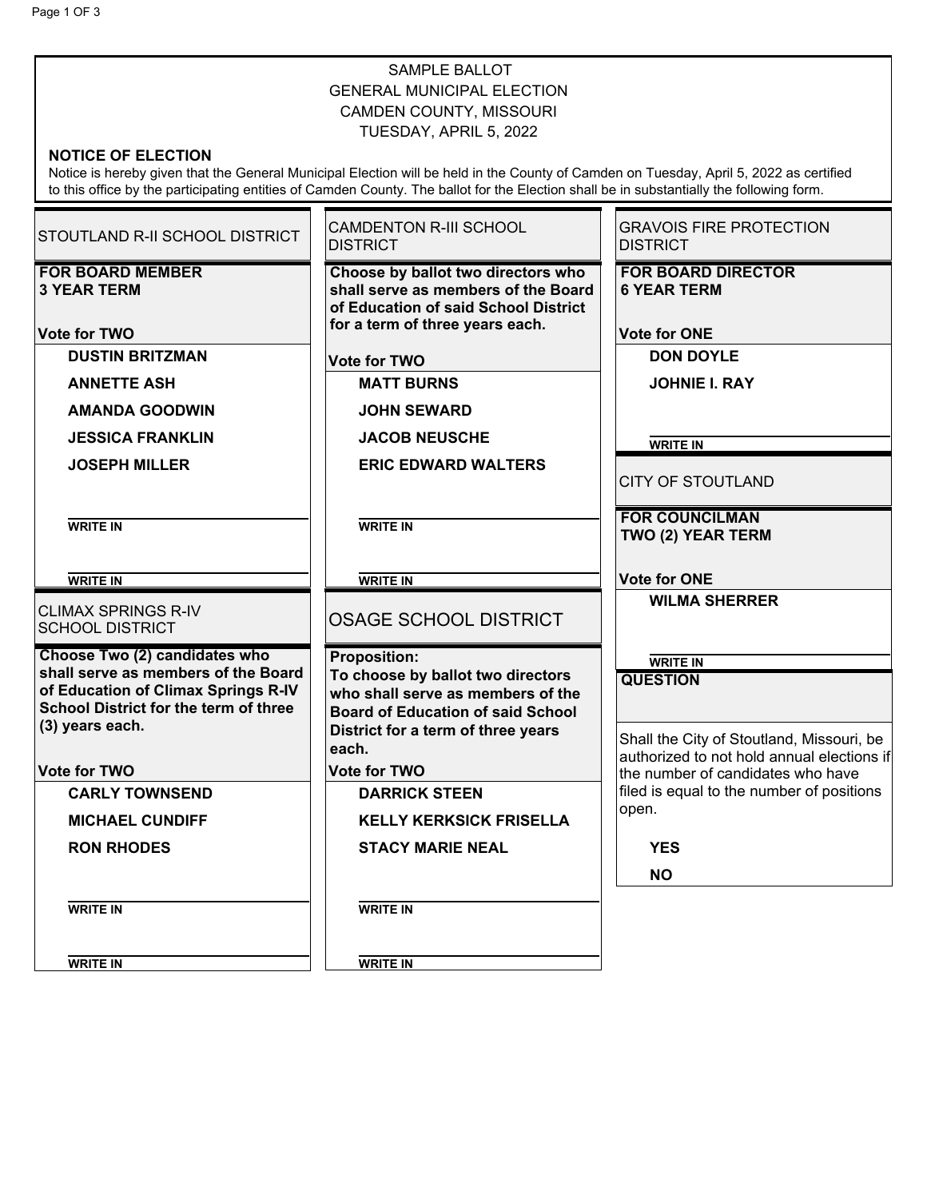SAMPLE BALLOT
GENERAL MUNICIPAL ELECTION
CAMDEN COUNTY, MISSOURI
TUESDAY, APRIL 5, 2022

**NOTICE OF ELECTION**

Notice is hereby given that the General Municipal Election will be held in the County of Camden on Tuesday, April 5, 2022 as certified to this office by the participating entities of Camden County. The ballot for the Election shall be in substantially the following form.

## STOUTLAND R-II SCHOOL DISTRICT

**FOR BOARD MEMBER**
**3 YEAR TERM**

**Vote for TWO**

- **DUSTIN BRITZMAN**
- **ANNETTE ASH**
- **AMANDA GOODWIN**
- **JESSICA FRANKLIN**
- **JOSEPH MILLER**
- **WRITE IN** ____________
- **WRITE IN** ____________

## CLIMAX SPRINGS R-IV SCHOOL DISTRICT

**Choose Two (2) candidates who shall serve as members of the Board of Education of Climax Springs R-IV School District for the term of three (3) years each.**

**Vote for TWO**

- **CARLY TOWNSEND**
- **MICHAEL CUNDIFF**
- **RON RHODES**
- **WRITE IN** ____________
- **WRITE IN** ____________

## CAMDENTON R-III SCHOOL DISTRICT

**Choose by ballot two directors who shall serve as members of the Board of Education of said School District for a term of three years each.**

**Vote for TWO**

- **MATT BURNS**
- **JOHN SEWARD**
- **JACOB NEUSCHE**
- **ERIC EDWARD WALTERS**
- **WRITE IN** ____________
- **WRITE IN** ____________

## OSAGE SCHOOL DISTRICT

**Proposition:**
**To choose by ballot two directors who shall serve as members of the Board of Education of said School District for a term of three years each.**

**Vote for TWO**

- **DARRICK STEEN**
- **KELLY KERKSICK FRISELLA**
- **STACY MARIE NEAL**
- **WRITE IN** ____________
- **WRITE IN** ____________

## GRAVOIS FIRE PROTECTION DISTRICT

**FOR BOARD DIRECTOR**
**6 YEAR TERM**

**Vote for ONE**

- **DON DOYLE**
- **JOHNIE I. RAY**
- **WRITE IN** ____________

## CITY OF STOUTLAND

**FOR COUNCILMAN**
**TWO (2) YEAR TERM**

**Vote for ONE**

- **WILMA SHERRER**
- **WRITE IN** ____________

**QUESTION**

Shall the City of Stoutland, Missouri, be authorized to not hold annual elections if the number of candidates who have filed is equal to the number of positions open.

- **YES**
- **NO**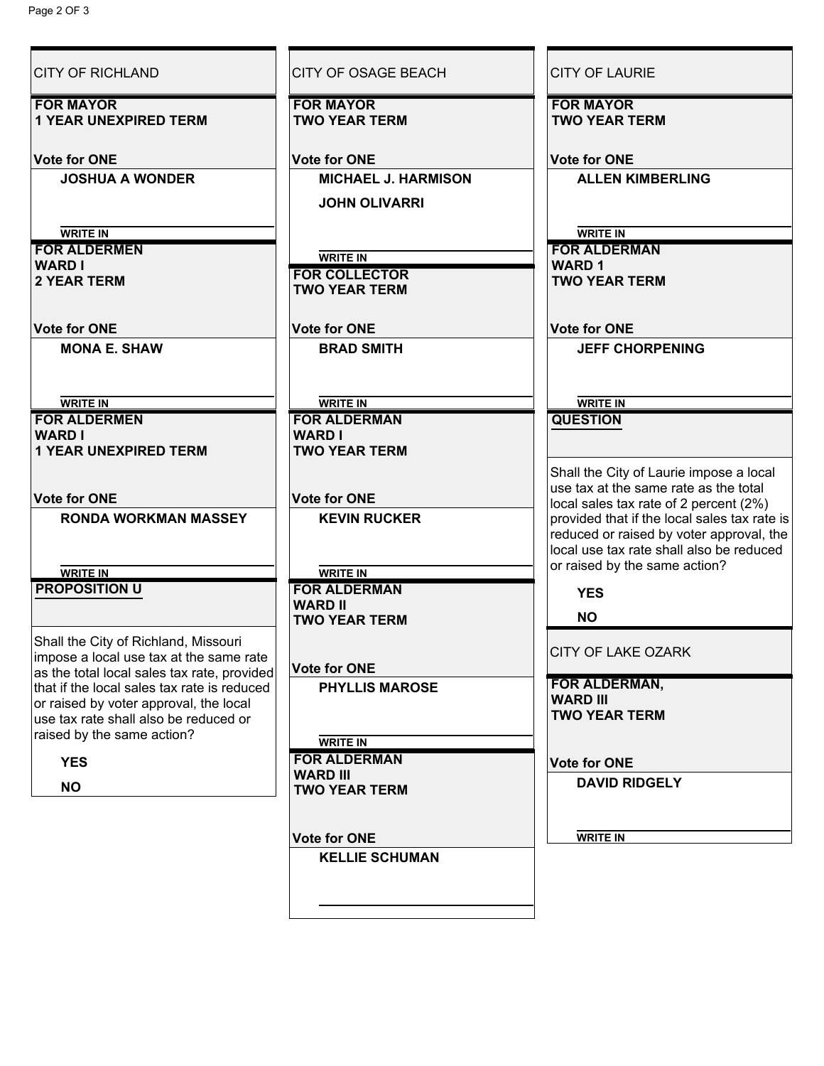## CITY OF RICHLAND

**FOR MAYOR**
**1 YEAR UNEXPIRED TERM**

**Vote for ONE**

**JOSHUA A WONDER**

**WRITE IN**

**FOR ALDERMEN**
**WARD I**
**2 YEAR TERM**

**Vote for ONE**

**MONA E. SHAW**

**WRITE IN**

**FOR ALDERMEN**
**WARD I**
**1 YEAR UNEXPIRED TERM**

**Vote for ONE**

**RONDA WORKMAN MASSEY**

**WRITE IN**

**PROPOSITION U**

Shall the City of Richland, Missouri impose a local use tax at the same rate as the total local sales tax rate, provided that if the local sales tax rate is reduced or raised by voter approval, the local use tax rate shall also be reduced or raised by the same action?

**YES**

**NO**

## CITY OF OSAGE BEACH

**FOR MAYOR**
**TWO YEAR TERM**

**Vote for ONE**

**MICHAEL J. HARMISON**

**JOHN OLIVARRI**

**WRITE IN**

**FOR COLLECTOR**
**TWO YEAR TERM**

**Vote for ONE**

**BRAD SMITH**

**WRITE IN**

**FOR ALDERMAN**
**WARD I**
**TWO YEAR TERM**

**Vote for ONE**

**KEVIN RUCKER**

**WRITE IN**

**FOR ALDERMAN**
**WARD II**
**TWO YEAR TERM**

**Vote for ONE**

**PHYLLIS MAROSE**

**WRITE IN**

**FOR ALDERMAN**
**WARD III**
**TWO YEAR TERM**

**Vote for ONE**

**KELLIE SCHUMAN**

## CITY OF LAURIE

**FOR MAYOR**
**TWO YEAR TERM**

**Vote for ONE**

**ALLEN KIMBERLING**

**WRITE IN**

**FOR ALDERMAN**
**WARD 1**
**TWO YEAR TERM**

**Vote for ONE**

**JEFF CHORPENING**

**WRITE IN**

**QUESTION**

Shall the City of Laurie impose a local use tax at the same rate as the total local sales tax rate of 2 percent (2%) provided that if the local sales tax rate is reduced or raised by voter approval, the local use tax rate shall also be reduced or raised by the same action?

**YES**

**NO**

## CITY OF LAKE OZARK

**FOR ALDERMAN,**
**WARD III**
**TWO YEAR TERM**

**Vote for ONE**

**DAVID RIDGELY**

**WRITE IN**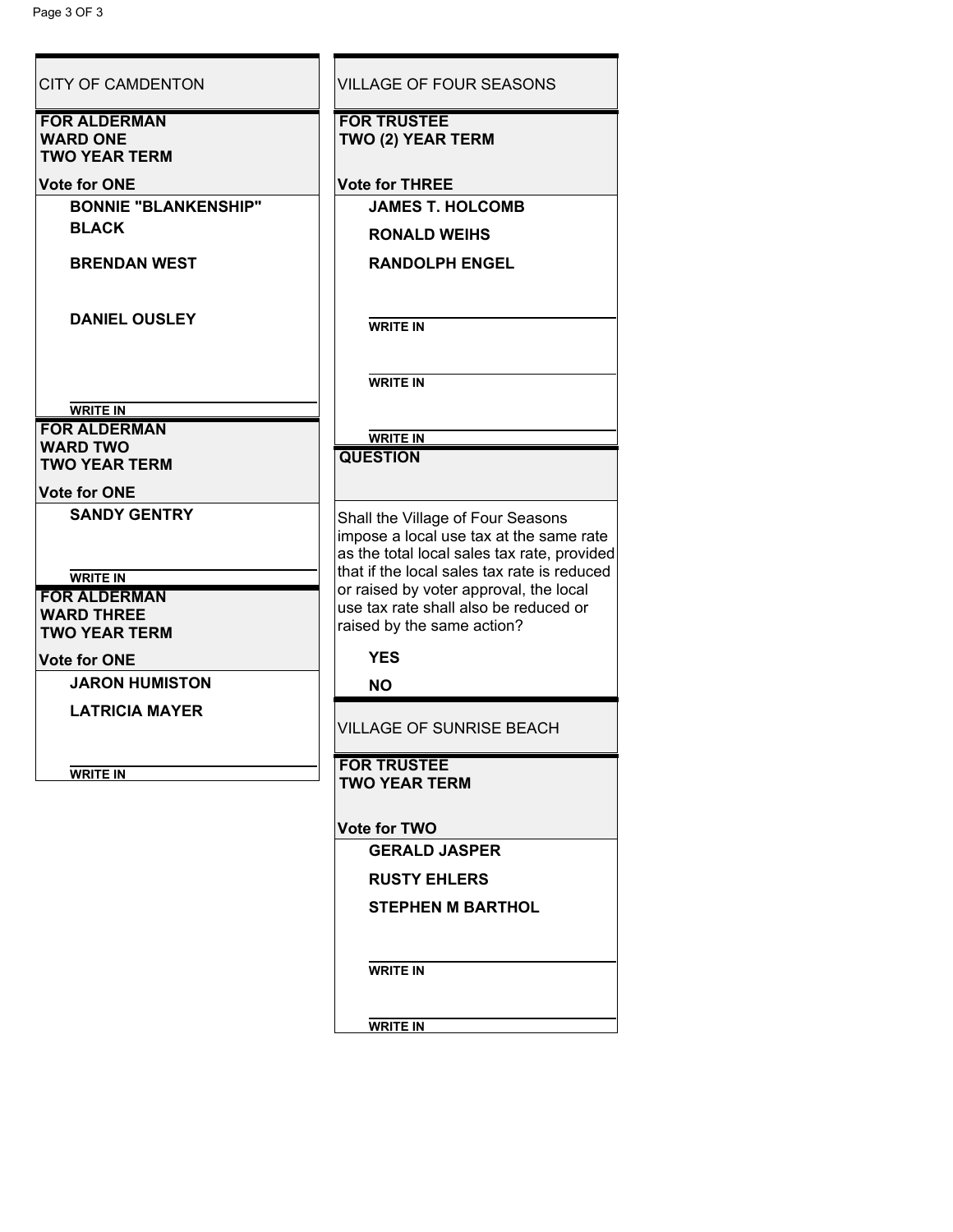## CITY OF CAMDENTON

### FOR ALDERMAN WARD ONE TWO YEAR TERM

**Vote for ONE**

- **BONNIE "BLANKENSHIP" BLACK**
- **BRENDAN WEST**
- **DANIEL OUSLEY**
- **WRITE IN**

### FOR ALDERMAN WARD TWO TWO YEAR TERM

**Vote for ONE**

- **SANDY GENTRY**
- **WRITE IN**

### FOR ALDERMAN WARD THREE TWO YEAR TERM

**Vote for ONE**

- **JARON HUMISTON**
- **LATRICIA MAYER**
- **WRITE IN**

## VILLAGE OF FOUR SEASONS

### FOR TRUSTEE TWO (2) YEAR TERM

**Vote for THREE**

- **JAMES T. HOLCOMB**
- **RONALD WEIHS**
- **RANDOLPH ENGEL**
- **WRITE IN**
- **WRITE IN**
- **WRITE IN**

### QUESTION

Shall the Village of Four Seasons impose a local use tax at the same rate as the total local sales tax rate, provided that if the local sales tax rate is reduced or raised by voter approval, the local use tax rate shall also be reduced or raised by the same action?

- **YES**
- **NO**

## VILLAGE OF SUNRISE BEACH

### FOR TRUSTEE TWO YEAR TERM

**Vote for TWO**

- **GERALD JASPER**
- **RUSTY EHLERS**
- **STEPHEN M BARTHOL**
- **WRITE IN**
- **WRITE IN**